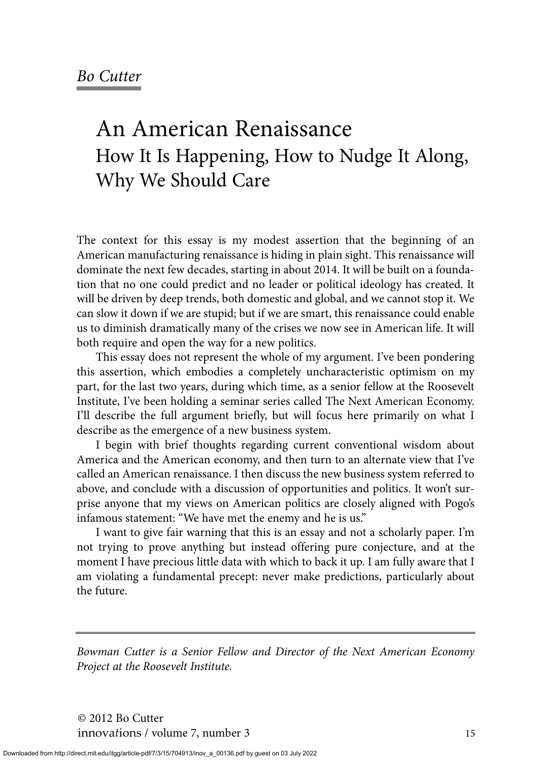*Bo Cutter*

# An American Renaissance

## How It Is Happening, How to Nudge It Along, Why We Should Care

The context for this essay is my modest assertion that the beginning of an American manufacturing renaissance is hiding in plain sight. This renaissance will dominate the next few decades, starting in about 2014. It will be built on a foundation that no one could predict and no leader or political ideology has created. It will be driven by deep trends, both domestic and global, and we cannot stop it. We can slow it down if we are stupid; but if we are smart, this renaissance could enable us to diminish dramatically many of the crises we now see in American life. It will both require and open the way for a new politics.

This essay does not represent the whole of my argument. I've been pondering this assertion, which embodies a completely uncharacteristic optimism on my part, for the last two years, during which time, as a senior fellow at the Roosevelt Institute, I've been holding a seminar series called The Next American Economy. I'll describe the full argument briefly, but will focus here primarily on what I describe as the emergence of a new business system.

I begin with brief thoughts regarding current conventional wisdom about America and the American economy, and then turn to an alternate view that I've called an American renaissance. I then discuss the new business system referred to above, and conclude with a discussion of opportunities and politics. It won't surprise anyone that my views on American politics are closely aligned with Pogo's infamous statement: "We have met the enemy and he is us."

I want to give fair warning that this is an essay and not a scholarly paper. I'm not trying to prove anything but instead offering pure conjecture, and at the moment I have precious little data with which to back it up. I am fully aware that I am violating a fundamental precept: never make predictions, particularly about the future.

---

*Bowman Cutter is a Senior Fellow and Director of the Next American Economy Project at the Roosevelt Institute.*

© 2012 Bo Cutter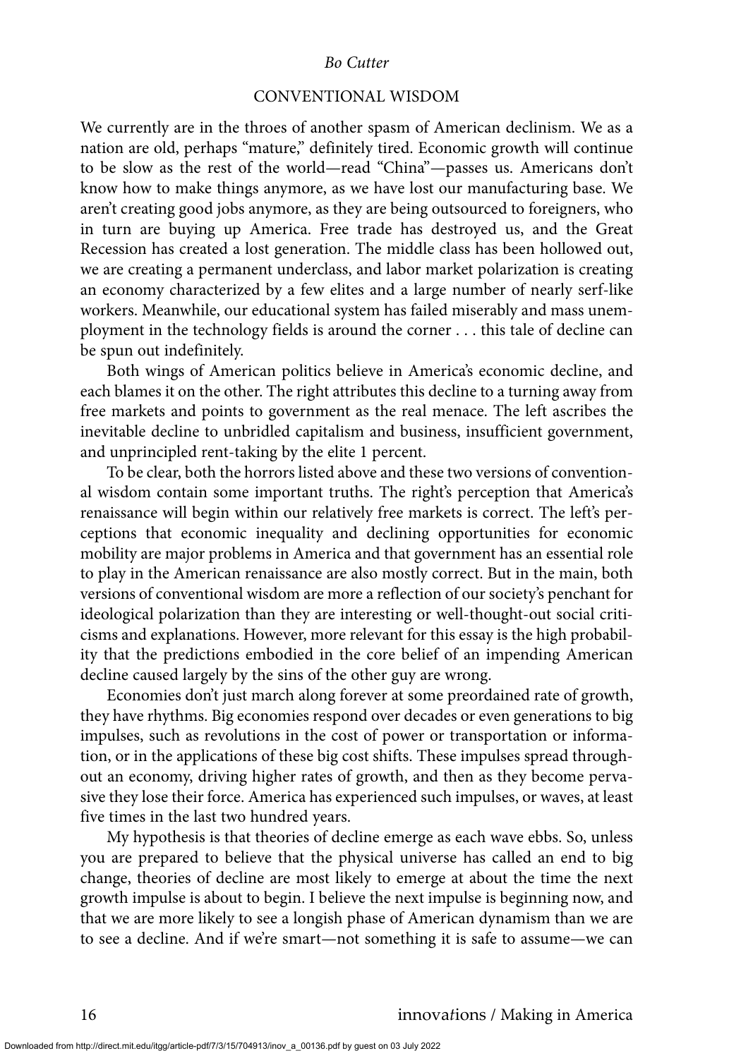## CONVENTIONAL WISDOM

We currently are in the throes of another spasm of American declinism. We as a nation are old, perhaps "mature," definitely tired. Economic growth will continue to be slow as the rest of the world—read "China"—passes us. Americans don't know how to make things anymore, as we have lost our manufacturing base. We aren't creating good jobs anymore, as they are being outsourced to foreigners, who in turn are buying up America. Free trade has destroyed us, and the Great Recession has created a lost generation. The middle class has been hollowed out, we are creating a permanent underclass, and labor market polarization is creating an economy characterized by a few elites and a large number of nearly serf-like workers. Meanwhile, our educational system has failed miserably and mass unemployment in the technology fields is around the corner . . . this tale of decline can be spun out indefinitely.

Both wings of American politics believe in America's economic decline, and each blames it on the other. The right attributes this decline to a turning away from free markets and points to government as the real menace. The left ascribes the inevitable decline to unbridled capitalism and business, insufficient government, and unprincipled rent-taking by the elite 1 percent.

To be clear, both the horrors listed above and these two versions of conventional wisdom contain some important truths. The right's perception that America's renaissance will begin within our relatively free markets is correct. The left's perceptions that economic inequality and declining opportunities for economic mobility are major problems in America and that government has an essential role to play in the American renaissance are also mostly correct. But in the main, both versions of conventional wisdom are more a reflection of our society's penchant for ideological polarization than they are interesting or well-thought-out social criticisms and explanations. However, more relevant for this essay is the high probability that the predictions embodied in the core belief of an impending American decline caused largely by the sins of the other guy are wrong.

Economies don't just march along forever at some preordained rate of growth, they have rhythms. Big economies respond over decades or even generations to big impulses, such as revolutions in the cost of power or transportation or information, or in the applications of these big cost shifts. These impulses spread throughout an economy, driving higher rates of growth, and then as they become pervasive they lose their force. America has experienced such impulses, or waves, at least five times in the last two hundred years.

My hypothesis is that theories of decline emerge as each wave ebbs. So, unless you are prepared to believe that the physical universe has called an end to big change, theories of decline are most likely to emerge at about the time the next growth impulse is about to begin. I believe the next impulse is beginning now, and that we are more likely to see a longish phase of American dynamism than we are to see a decline. And if we're smart—not something it is safe to assume—we can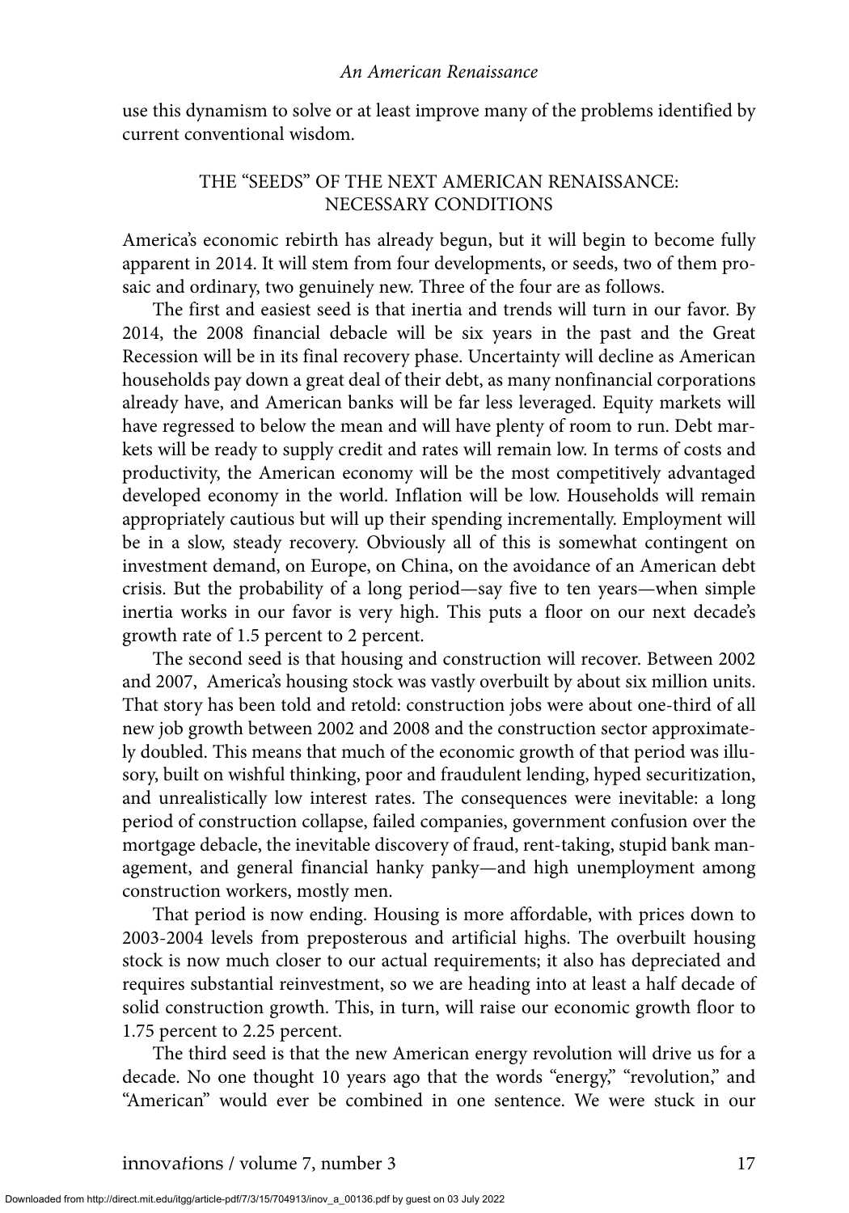use this dynamism to solve or at least improve many of the problems identified by current conventional wisdom.

## THE "SEEDS" OF THE NEXT AMERICAN RENAISSANCE: NECESSARY CONDITIONS

America's economic rebirth has already begun, but it will begin to become fully apparent in 2014. It will stem from four developments, or seeds, two of them prosaic and ordinary, two genuinely new. Three of the four are as follows.

The first and easiest seed is that inertia and trends will turn in our favor. By 2014, the 2008 financial debacle will be six years in the past and the Great Recession will be in its final recovery phase. Uncertainty will decline as American households pay down a great deal of their debt, as many nonfinancial corporations already have, and American banks will be far less leveraged. Equity markets will have regressed to below the mean and will have plenty of room to run. Debt markets will be ready to supply credit and rates will remain low. In terms of costs and productivity, the American economy will be the most competitively advantaged developed economy in the world. Inflation will be low. Households will remain appropriately cautious but will up their spending incrementally. Employment will be in a slow, steady recovery. Obviously all of this is somewhat contingent on investment demand, on Europe, on China, on the avoidance of an American debt crisis. But the probability of a long period—say five to ten years—when simple inertia works in our favor is very high. This puts a floor on our next decade's growth rate of 1.5 percent to 2 percent.

The second seed is that housing and construction will recover. Between 2002 and 2007, America's housing stock was vastly overbuilt by about six million units. That story has been told and retold: construction jobs were about one-third of all new job growth between 2002 and 2008 and the construction sector approximately doubled. This means that much of the economic growth of that period was illusory, built on wishful thinking, poor and fraudulent lending, hyped securitization, and unrealistically low interest rates. The consequences were inevitable: a long period of construction collapse, failed companies, government confusion over the mortgage debacle, the inevitable discovery of fraud, rent-taking, stupid bank management, and general financial hanky panky—and high unemployment among construction workers, mostly men.

That period is now ending. Housing is more affordable, with prices down to 2003-2004 levels from preposterous and artificial highs. The overbuilt housing stock is now much closer to our actual requirements; it also has depreciated and requires substantial reinvestment, so we are heading into at least a half decade of solid construction growth. This, in turn, will raise our economic growth floor to 1.75 percent to 2.25 percent.

The third seed is that the new American energy revolution will drive us for a decade. No one thought 10 years ago that the words "energy," "revolution," and "American" would ever be combined in one sentence. We were stuck in our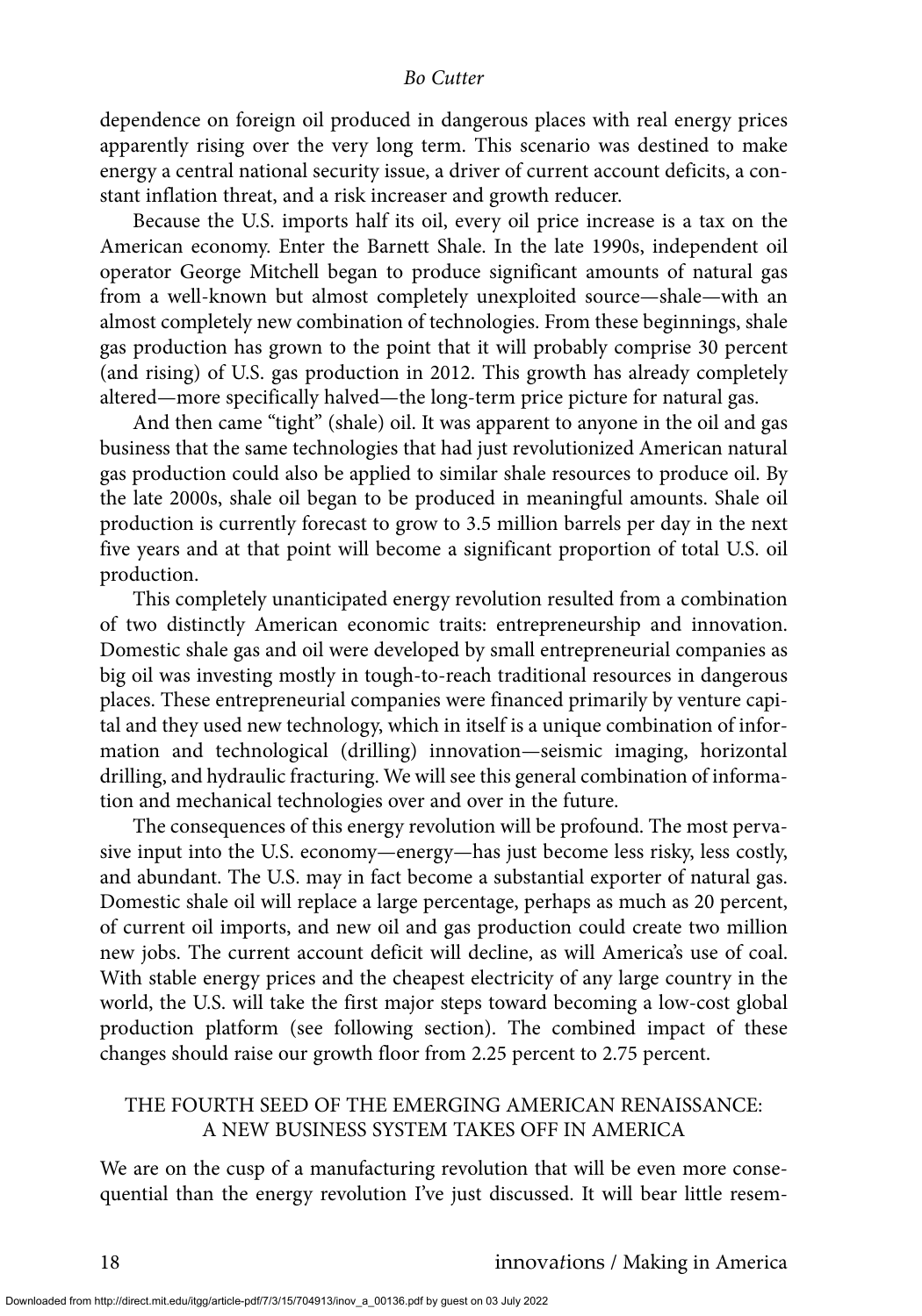dependence on foreign oil produced in dangerous places with real energy prices apparently rising over the very long term. This scenario was destined to make energy a central national security issue, a driver of current account deficits, a constant inflation threat, and a risk increaser and growth reducer.

Because the U.S. imports half its oil, every oil price increase is a tax on the American economy. Enter the Barnett Shale. In the late 1990s, independent oil operator George Mitchell began to produce significant amounts of natural gas from a well-known but almost completely unexploited source—shale—with an almost completely new combination of technologies. From these beginnings, shale gas production has grown to the point that it will probably comprise 30 percent (and rising) of U.S. gas production in 2012. This growth has already completely altered—more specifically halved—the long-term price picture for natural gas.

And then came "tight" (shale) oil. It was apparent to anyone in the oil and gas business that the same technologies that had just revolutionized American natural gas production could also be applied to similar shale resources to produce oil. By the late 2000s, shale oil began to be produced in meaningful amounts. Shale oil production is currently forecast to grow to 3.5 million barrels per day in the next five years and at that point will become a significant proportion of total U.S. oil production.

This completely unanticipated energy revolution resulted from a combination of two distinctly American economic traits: entrepreneurship and innovation. Domestic shale gas and oil were developed by small entrepreneurial companies as big oil was investing mostly in tough-to-reach traditional resources in dangerous places. These entrepreneurial companies were financed primarily by venture capital and they used new technology, which in itself is a unique combination of information and technological (drilling) innovation—seismic imaging, horizontal drilling, and hydraulic fracturing. We will see this general combination of information and mechanical technologies over and over in the future.

The consequences of this energy revolution will be profound. The most pervasive input into the U.S. economy—energy—has just become less risky, less costly, and abundant. The U.S. may in fact become a substantial exporter of natural gas. Domestic shale oil will replace a large percentage, perhaps as much as 20 percent, of current oil imports, and new oil and gas production could create two million new jobs. The current account deficit will decline, as will America's use of coal. With stable energy prices and the cheapest electricity of any large country in the world, the U.S. will take the first major steps toward becoming a low-cost global production platform (see following section). The combined impact of these changes should raise our growth floor from 2.25 percent to 2.75 percent.

## THE FOURTH SEED OF THE EMERGING AMERICAN RENAISSANCE: A NEW BUSINESS SYSTEM TAKES OFF IN AMERICA

We are on the cusp of a manufacturing revolution that will be even more consequential than the energy revolution I've just discussed. It will bear little resem-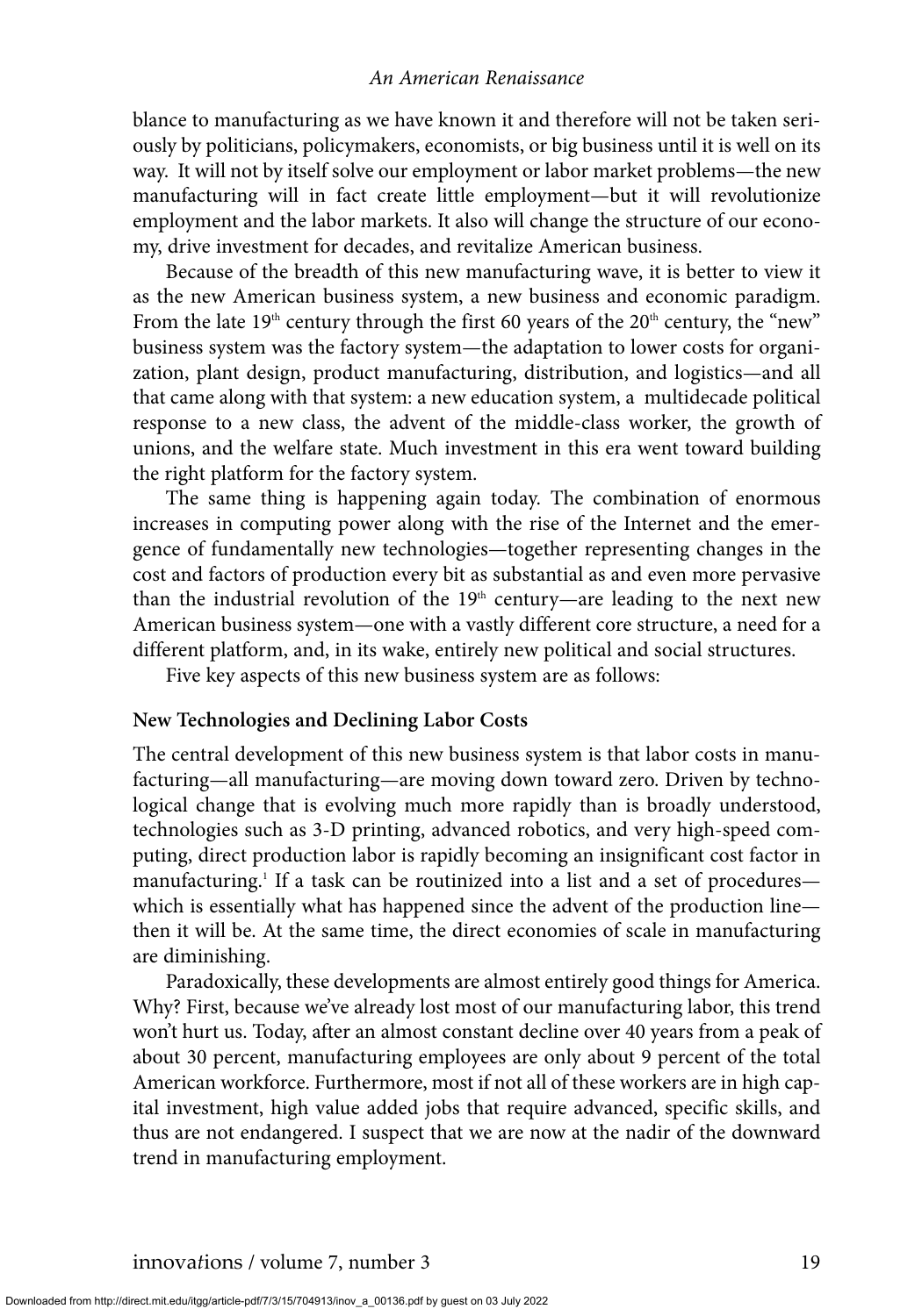blance to manufacturing as we have known it and therefore will not be taken seriously by politicians, policymakers, economists, or big business until it is well on its way. It will not by itself solve our employment or labor market problems—the new manufacturing will in fact create little employment—but it will revolutionize employment and the labor markets. It also will change the structure of our economy, drive investment for decades, and revitalize American business.

Because of the breadth of this new manufacturing wave, it is better to view it as the new American business system, a new business and economic paradigm. From the late 19th century through the first 60 years of the 20th century, the "new" business system was the factory system—the adaptation to lower costs for organization, plant design, product manufacturing, distribution, and logistics—and all that came along with that system: a new education system, a multidecade political response to a new class, the advent of the middle-class worker, the growth of unions, and the welfare state. Much investment in this era went toward building the right platform for the factory system.

The same thing is happening again today. The combination of enormous increases in computing power along with the rise of the Internet and the emergence of fundamentally new technologies—together representing changes in the cost and factors of production every bit as substantial as and even more pervasive than the industrial revolution of the 19th century—are leading to the next new American business system—one with a vastly different core structure, a need for a different platform, and, in its wake, entirely new political and social structures.

Five key aspects of this new business system are as follows:

**New Technologies and Declining Labor Costs**

The central development of this new business system is that labor costs in manufacturing—all manufacturing—are moving down toward zero. Driven by technological change that is evolving much more rapidly than is broadly understood, technologies such as 3-D printing, advanced robotics, and very high-speed computing, direct production labor is rapidly becoming an insignificant cost factor in manufacturing.[1] If a task can be routinized into a list and a set of procedures—which is essentially what has happened since the advent of the production line—then it will be. At the same time, the direct economies of scale in manufacturing are diminishing.

Paradoxically, these developments are almost entirely good things for America. Why? First, because we've already lost most of our manufacturing labor, this trend won't hurt us. Today, after an almost constant decline over 40 years from a peak of about 30 percent, manufacturing employees are only about 9 percent of the total American workforce. Furthermore, most if not all of these workers are in high capital investment, high value added jobs that require advanced, specific skills, and thus are not endangered. I suspect that we are now at the nadir of the downward trend in manufacturing employment.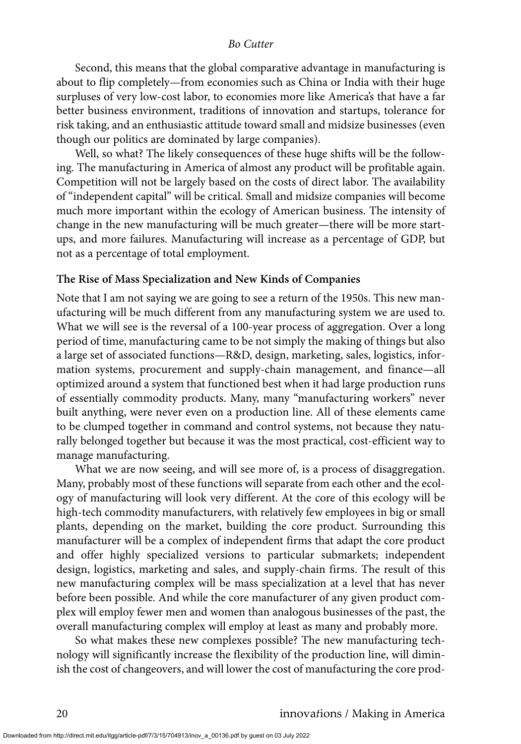Second, this means that the global comparative advantage in manufacturing is about to flip completely—from economies such as China or India with their huge surpluses of very low-cost labor, to economies more like America's that have a far better business environment, traditions of innovation and startups, tolerance for risk taking, and an enthusiastic attitude toward small and midsize businesses (even though our politics are dominated by large companies).

Well, so what? The likely consequences of these huge shifts will be the following. The manufacturing in America of almost any product will be profitable again. Competition will not be largely based on the costs of direct labor. The availability of "independent capital" will be critical. Small and midsize companies will become much more important within the ecology of American business. The intensity of change in the new manufacturing will be much greater—there will be more startups, and more failures. Manufacturing will increase as a percentage of GDP, but not as a percentage of total employment.

**The Rise of Mass Specialization and New Kinds of Companies**

Note that I am not saying we are going to see a return of the 1950s. This new manufacturing will be much different from any manufacturing system we are used to. What we will see is the reversal of a 100-year process of aggregation. Over a long period of time, manufacturing came to be not simply the making of things but also a large set of associated functions—R&D, design, marketing, sales, logistics, information systems, procurement and supply-chain management, and finance—all optimized around a system that functioned best when it had large production runs of essentially commodity products. Many, many "manufacturing workers" never built anything, were never even on a production line. All of these elements came to be clumped together in command and control systems, not because they naturally belonged together but because it was the most practical, cost-efficient way to manage manufacturing.

What we are now seeing, and will see more of, is a process of disaggregation. Many, probably most of these functions will separate from each other and the ecology of manufacturing will look very different. At the core of this ecology will be high-tech commodity manufacturers, with relatively few employees in big or small plants, depending on the market, building the core product. Surrounding this manufacturer will be a complex of independent firms that adapt the core product and offer highly specialized versions to particular submarkets; independent design, logistics, marketing and sales, and supply-chain firms. The result of this new manufacturing complex will be mass specialization at a level that has never before been possible. And while the core manufacturer of any given product complex will employ fewer men and women than analogous businesses of the past, the overall manufacturing complex will employ at least as many and probably more.

So what makes these new complexes possible? The new manufacturing technology will significantly increase the flexibility of the production line, will diminish the cost of changeovers, and will lower the cost of manufacturing the core prod-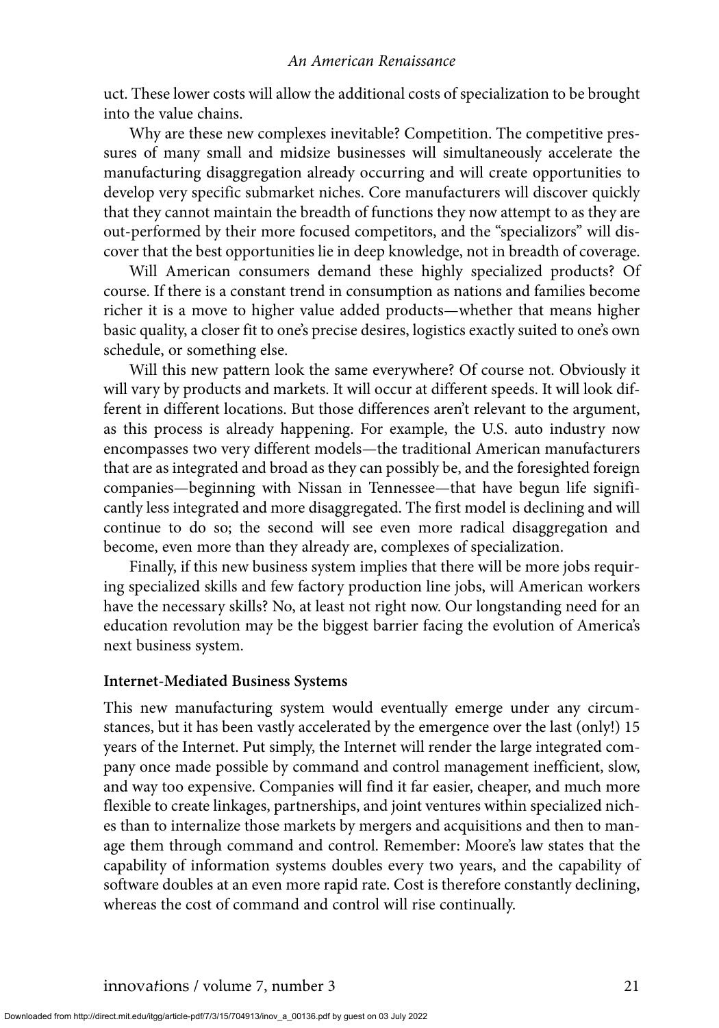uct. These lower costs will allow the additional costs of specialization to be brought into the value chains.

Why are these new complexes inevitable? Competition. The competitive pressures of many small and midsize businesses will simultaneously accelerate the manufacturing disaggregation already occurring and will create opportunities to develop very specific submarket niches. Core manufacturers will discover quickly that they cannot maintain the breadth of functions they now attempt to as they are out-performed by their more focused competitors, and the "specializors" will discover that the best opportunities lie in deep knowledge, not in breadth of coverage.

Will American consumers demand these highly specialized products? Of course. If there is a constant trend in consumption as nations and families become richer it is a move to higher value added products—whether that means higher basic quality, a closer fit to one's precise desires, logistics exactly suited to one's own schedule, or something else.

Will this new pattern look the same everywhere? Of course not. Obviously it will vary by products and markets. It will occur at different speeds. It will look different in different locations. But those differences aren't relevant to the argument, as this process is already happening. For example, the U.S. auto industry now encompasses two very different models—the traditional American manufacturers that are as integrated and broad as they can possibly be, and the foresighted foreign companies—beginning with Nissan in Tennessee—that have begun life significantly less integrated and more disaggregated. The first model is declining and will continue to do so; the second will see even more radical disaggregation and become, even more than they already are, complexes of specialization.

Finally, if this new business system implies that there will be more jobs requiring specialized skills and few factory production line jobs, will American workers have the necessary skills? No, at least not right now. Our longstanding need for an education revolution may be the biggest barrier facing the evolution of America's next business system.

**Internet-Mediated Business Systems**

This new manufacturing system would eventually emerge under any circumstances, but it has been vastly accelerated by the emergence over the last (only!) 15 years of the Internet. Put simply, the Internet will render the large integrated company once made possible by command and control management inefficient, slow, and way too expensive. Companies will find it far easier, cheaper, and much more flexible to create linkages, partnerships, and joint ventures within specialized niches than to internalize those markets by mergers and acquisitions and then to manage them through command and control. Remember: Moore's law states that the capability of information systems doubles every two years, and the capability of software doubles at an even more rapid rate. Cost is therefore constantly declining, whereas the cost of command and control will rise continually.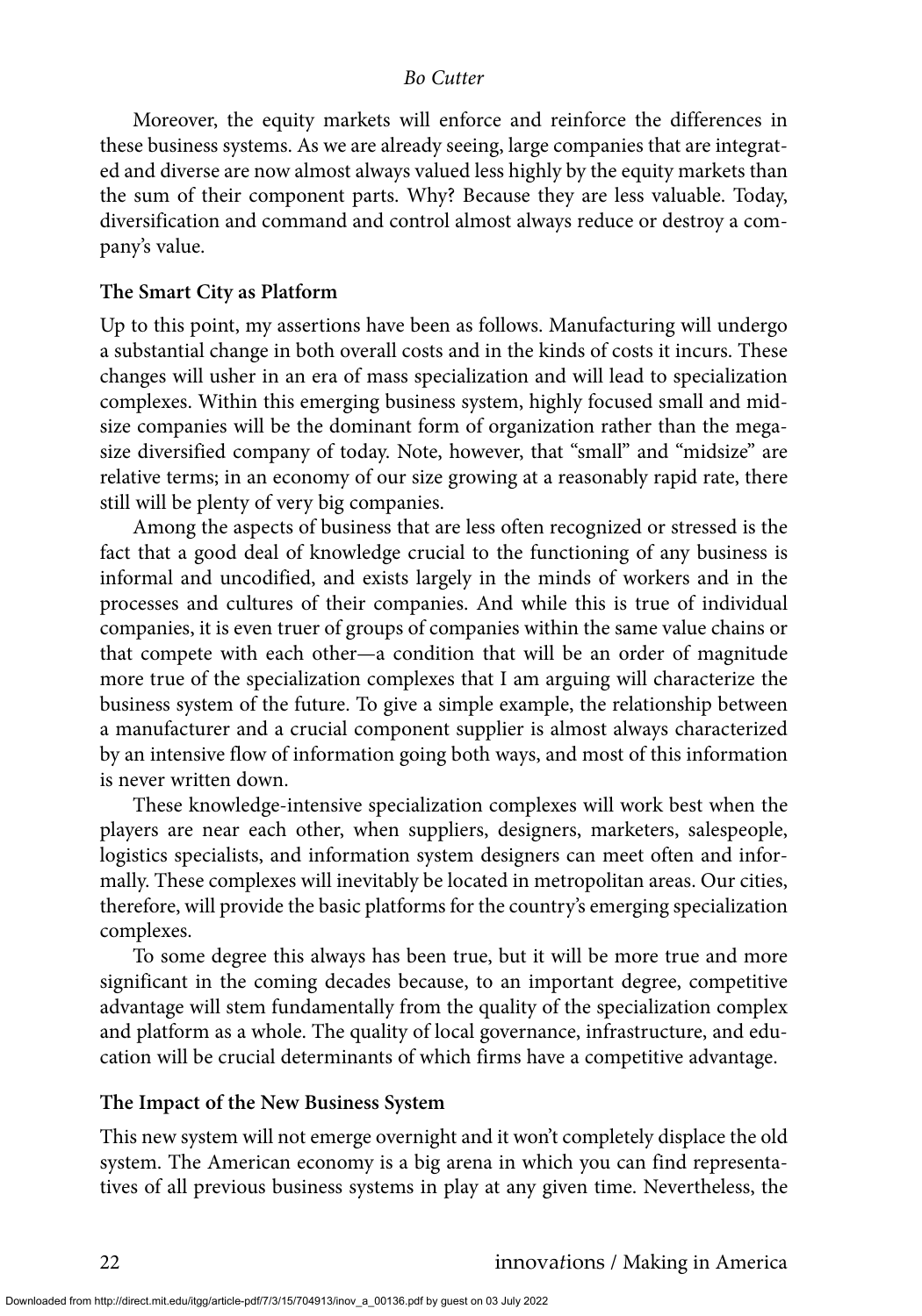Moreover, the equity markets will enforce and reinforce the differences in these business systems. As we are already seeing, large companies that are integrated and diverse are now almost always valued less highly by the equity markets than the sum of their component parts. Why? Because they are less valuable. Today, diversification and command and control almost always reduce or destroy a company's value.

### The Smart City as Platform

Up to this point, my assertions have been as follows. Manufacturing will undergo a substantial change in both overall costs and in the kinds of costs it incurs. These changes will usher in an era of mass specialization and will lead to specialization complexes. Within this emerging business system, highly focused small and midsize companies will be the dominant form of organization rather than the megasize diversified company of today. Note, however, that "small" and "midsize" are relative terms; in an economy of our size growing at a reasonably rapid rate, there still will be plenty of very big companies.

Among the aspects of business that are less often recognized or stressed is the fact that a good deal of knowledge crucial to the functioning of any business is informal and uncodified, and exists largely in the minds of workers and in the processes and cultures of their companies. And while this is true of individual companies, it is even truer of groups of companies within the same value chains or that compete with each other—a condition that will be an order of magnitude more true of the specialization complexes that I am arguing will characterize the business system of the future. To give a simple example, the relationship between a manufacturer and a crucial component supplier is almost always characterized by an intensive flow of information going both ways, and most of this information is never written down.

These knowledge-intensive specialization complexes will work best when the players are near each other, when suppliers, designers, marketers, salespeople, logistics specialists, and information system designers can meet often and informally. These complexes will inevitably be located in metropolitan areas. Our cities, therefore, will provide the basic platforms for the country's emerging specialization complexes.

To some degree this always has been true, but it will be more true and more significant in the coming decades because, to an important degree, competitive advantage will stem fundamentally from the quality of the specialization complex and platform as a whole. The quality of local governance, infrastructure, and education will be crucial determinants of which firms have a competitive advantage.

### The Impact of the New Business System

This new system will not emerge overnight and it won't completely displace the old system. The American economy is a big arena in which you can find representatives of all previous business systems in play at any given time. Nevertheless, the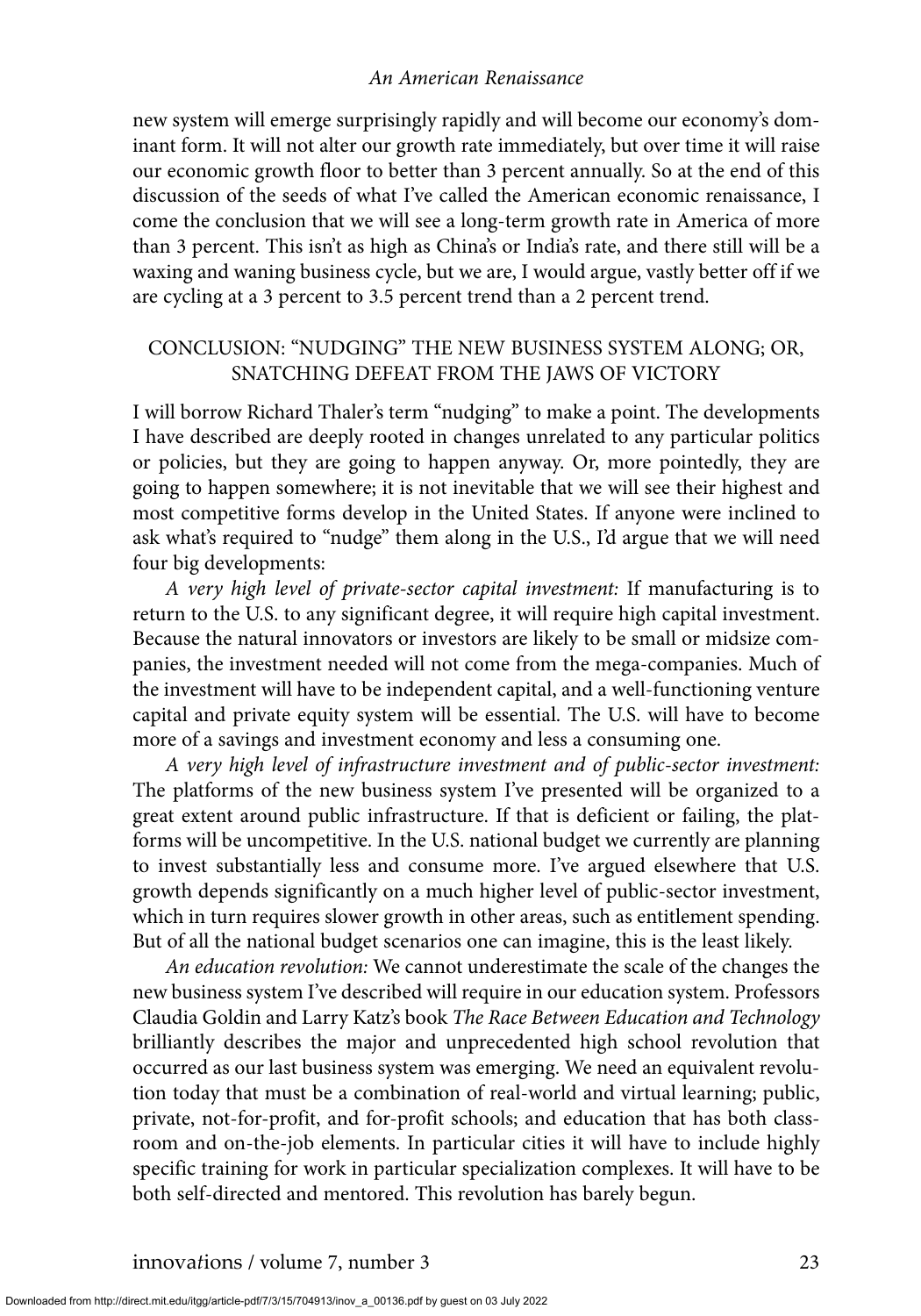new system will emerge surprisingly rapidly and will become our economy's dominant form. It will not alter our growth rate immediately, but over time it will raise our economic growth floor to better than 3 percent annually. So at the end of this discussion of the seeds of what I've called the American economic renaissance, I come the conclusion that we will see a long-term growth rate in America of more than 3 percent. This isn't as high as China's or India's rate, and there still will be a waxing and waning business cycle, but we are, I would argue, vastly better off if we are cycling at a 3 percent to 3.5 percent trend than a 2 percent trend.

## CONCLUSION: "NUDGING" THE NEW BUSINESS SYSTEM ALONG; OR, SNATCHING DEFEAT FROM THE JAWS OF VICTORY

I will borrow Richard Thaler's term "nudging" to make a point. The developments I have described are deeply rooted in changes unrelated to any particular politics or policies, but they are going to happen anyway. Or, more pointedly, they are going to happen somewhere; it is not inevitable that we will see their highest and most competitive forms develop in the United States. If anyone were inclined to ask what's required to "nudge" them along in the U.S., I'd argue that we will need four big developments:

*A very high level of private-sector capital investment:* If manufacturing is to return to the U.S. to any significant degree, it will require high capital investment. Because the natural innovators or investors are likely to be small or midsize companies, the investment needed will not come from the mega-companies. Much of the investment will have to be independent capital, and a well-functioning venture capital and private equity system will be essential. The U.S. will have to become more of a savings and investment economy and less a consuming one.

*A very high level of infrastructure investment and of public-sector investment:* The platforms of the new business system I've presented will be organized to a great extent around public infrastructure. If that is deficient or failing, the platforms will be uncompetitive. In the U.S. national budget we currently are planning to invest substantially less and consume more. I've argued elsewhere that U.S. growth depends significantly on a much higher level of public-sector investment, which in turn requires slower growth in other areas, such as entitlement spending. But of all the national budget scenarios one can imagine, this is the least likely.

*An education revolution:* We cannot underestimate the scale of the changes the new business system I've described will require in our education system. Professors Claudia Goldin and Larry Katz's book *The Race Between Education and Technology* brilliantly describes the major and unprecedented high school revolution that occurred as our last business system was emerging. We need an equivalent revolution today that must be a combination of real-world and virtual learning; public, private, not-for-profit, and for-profit schools; and education that has both classroom and on-the-job elements. In particular cities it will have to include highly specific training for work in particular specialization complexes. It will have to be both self-directed and mentored. This revolution has barely begun.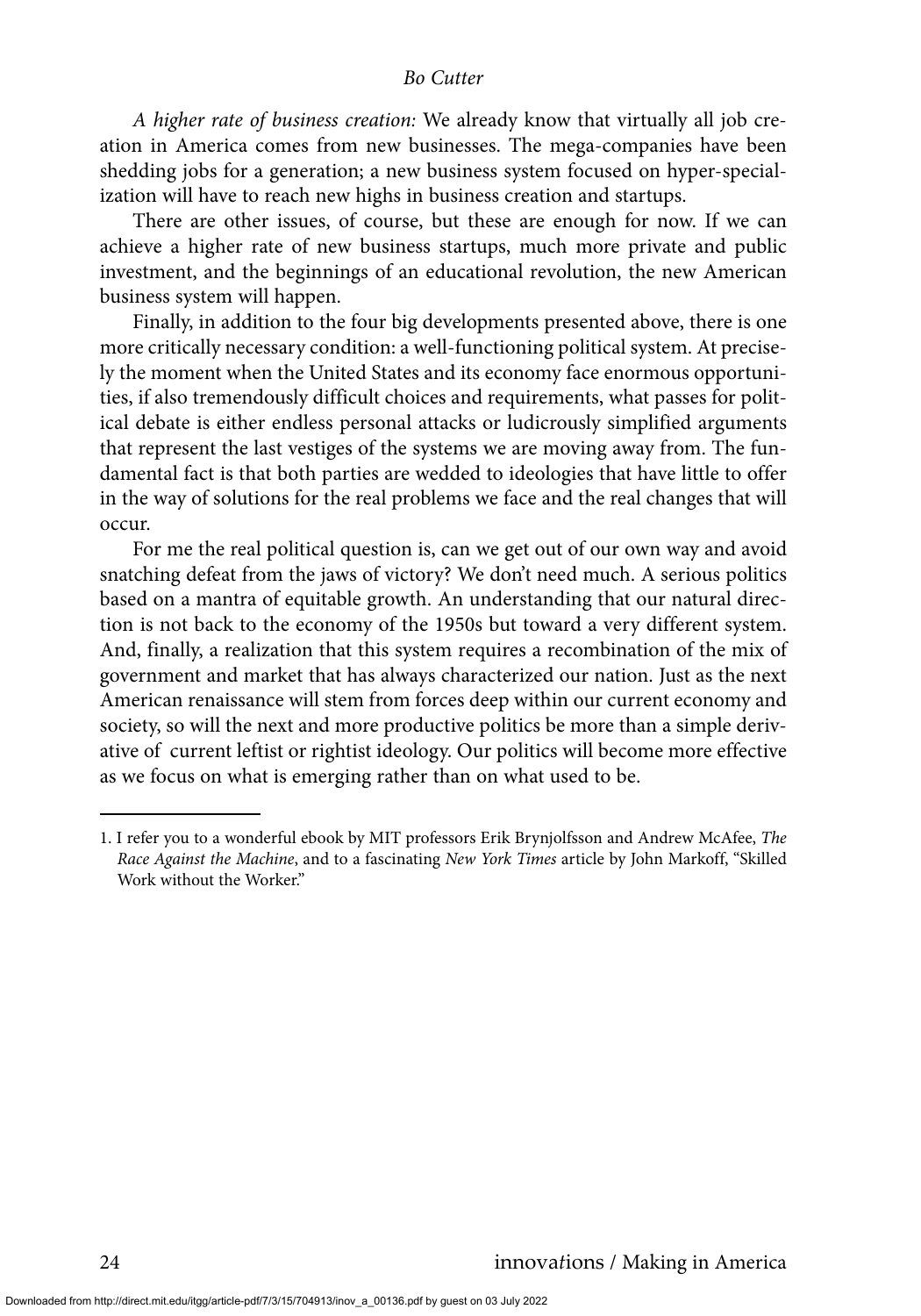*A higher rate of business creation:* We already know that virtually all job creation in America comes from new businesses. The mega-companies have been shedding jobs for a generation; a new business system focused on hyper-specialization will have to reach new highs in business creation and startups.

There are other issues, of course, but these are enough for now. If we can achieve a higher rate of new business startups, much more private and public investment, and the beginnings of an educational revolution, the new American business system will happen.

Finally, in addition to the four big developments presented above, there is one more critically necessary condition: a well-functioning political system. At precisely the moment when the United States and its economy face enormous opportunities, if also tremendously difficult choices and requirements, what passes for political debate is either endless personal attacks or ludicrously simplified arguments that represent the last vestiges of the systems we are moving away from. The fundamental fact is that both parties are wedded to ideologies that have little to offer in the way of solutions for the real problems we face and the real changes that will occur.

For me the real political question is, can we get out of our own way and avoid snatching defeat from the jaws of victory? We don't need much. A serious politics based on a mantra of equitable growth. An understanding that our natural direction is not back to the economy of the 1950s but toward a very different system. And, finally, a realization that this system requires a recombination of the mix of government and market that has always characterized our nation. Just as the next American renaissance will stem from forces deep within our current economy and society, so will the next and more productive politics be more than a simple derivative of current leftist or rightist ideology. Our politics will become more effective as we focus on what is emerging rather than on what used to be.

---

1. I refer you to a wonderful ebook by MIT professors Erik Brynjolfsson and Andrew McAfee, *The Race Against the Machine*, and to a fascinating *New York Times* article by John Markoff, "Skilled Work without the Worker."